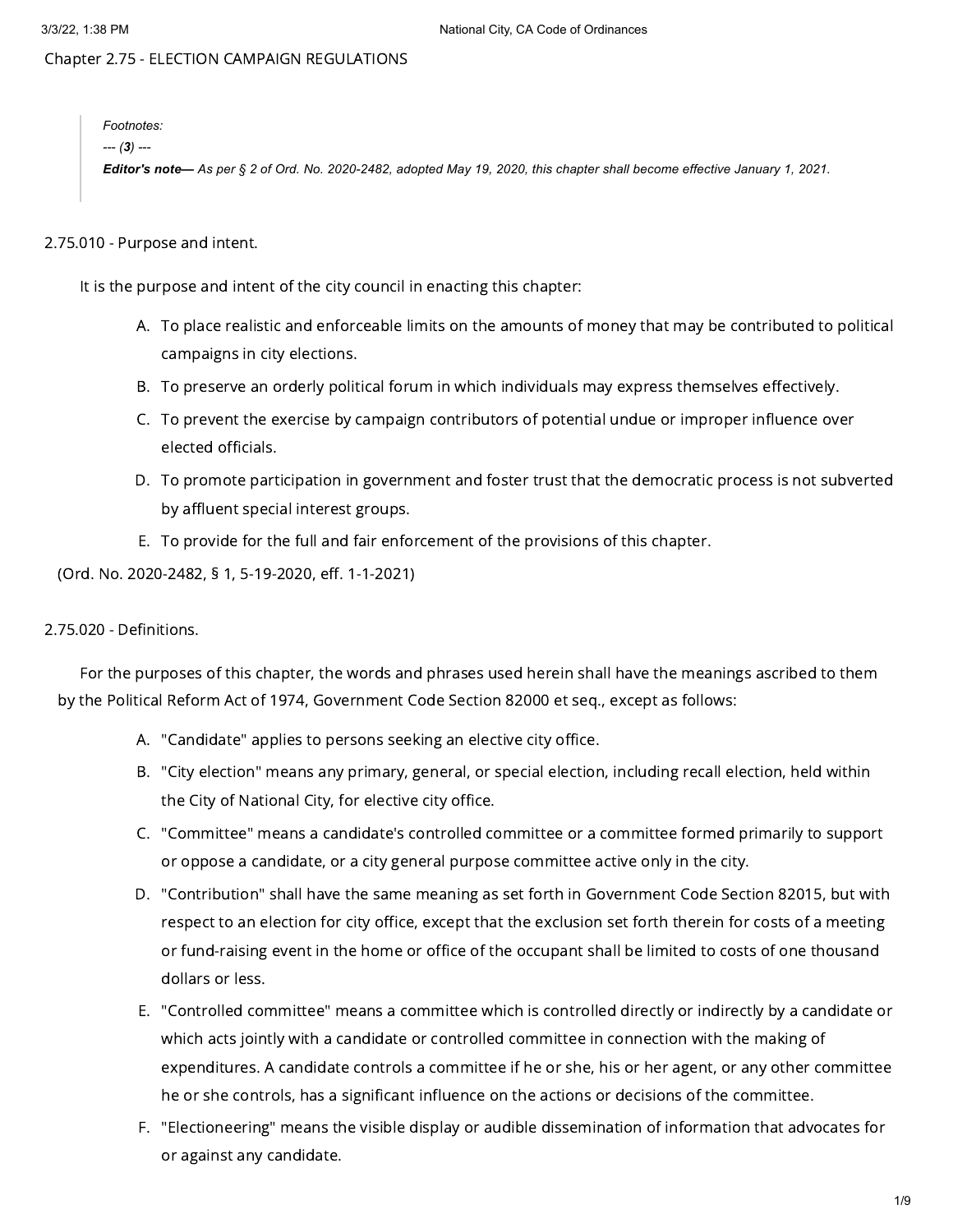# Chapter 2.75 - ELECTION CAMPAIGN REGULATIONS

> *Footnotes:*
>
> *--- (**3**) ---*
>
> ***Editor's note—*** *As per § 2 of Ord. No. 2020-2482, adopted May 19, 2020, this chapter shall become effective January 1, 2021.*

## 2.75.010 - Purpose and intent.

It is the purpose and intent of the city council in enacting this chapter:

A. To place realistic and enforceable limits on the amounts of money that may be contributed to political campaigns in city elections.

B. To preserve an orderly political forum in which individuals may express themselves effectively.

C. To prevent the exercise by campaign contributors of potential undue or improper influence over elected officials.

D. To promote participation in government and foster trust that the democratic process is not subverted by affluent special interest groups.

E. To provide for the full and fair enforcement of the provisions of this chapter.

(Ord. No. 2020-2482, § 1, 5-19-2020, eff. 1-1-2021)

## 2.75.020 - Definitions.

For the purposes of this chapter, the words and phrases used herein shall have the meanings ascribed to them by the Political Reform Act of 1974, Government Code Section 82000 et seq., except as follows:

A. "Candidate" applies to persons seeking an elective city office.

B. "City election" means any primary, general, or special election, including recall election, held within the City of National City, for elective city office.

C. "Committee" means a candidate's controlled committee or a committee formed primarily to support or oppose a candidate, or a city general purpose committee active only in the city.

D. "Contribution" shall have the same meaning as set forth in Government Code Section 82015, but with respect to an election for city office, except that the exclusion set forth therein for costs of a meeting or fund-raising event in the home or office of the occupant shall be limited to costs of one thousand dollars or less.

E. "Controlled committee" means a committee which is controlled directly or indirectly by a candidate or which acts jointly with a candidate or controlled committee in connection with the making of expenditures. A candidate controls a committee if he or she, his or her agent, or any other committee he or she controls, has a significant influence on the actions or decisions of the committee.

F. "Electioneering" means the visible display or audible dissemination of information that advocates for or against any candidate.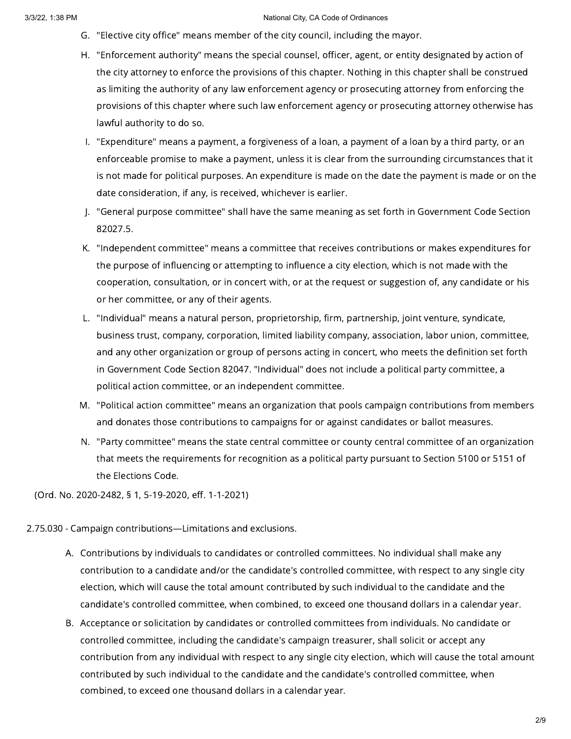G. "Elective city office" means member of the city council, including the mayor.

H. "Enforcement authority" means the special counsel, officer, agent, or entity designated by action of the city attorney to enforce the provisions of this chapter. Nothing in this chapter shall be construed as limiting the authority of any law enforcement agency or prosecuting attorney from enforcing the provisions of this chapter where such law enforcement agency or prosecuting attorney otherwise has lawful authority to do so.

I. "Expenditure" means a payment, a forgiveness of a loan, a payment of a loan by a third party, or an enforceable promise to make a payment, unless it is clear from the surrounding circumstances that it is not made for political purposes. An expenditure is made on the date the payment is made or on the date consideration, if any, is received, whichever is earlier.

J. "General purpose committee" shall have the same meaning as set forth in Government Code Section 82027.5.

K. "Independent committee" means a committee that receives contributions or makes expenditures for the purpose of influencing or attempting to influence a city election, which is not made with the cooperation, consultation, or in concert with, or at the request or suggestion of, any candidate or his or her committee, or any of their agents.

L. "Individual" means a natural person, proprietorship, firm, partnership, joint venture, syndicate, business trust, company, corporation, limited liability company, association, labor union, committee, and any other organization or group of persons acting in concert, who meets the definition set forth in Government Code Section 82047. "Individual" does not include a political party committee, a political action committee, or an independent committee.

M. "Political action committee" means an organization that pools campaign contributions from members and donates those contributions to campaigns for or against candidates or ballot measures.

N. "Party committee" means the state central committee or county central committee of an organization that meets the requirements for recognition as a political party pursuant to Section 5100 or 5151 of the Elections Code.

(Ord. No. 2020-2482, § 1, 5-19-2020, eff. 1-1-2021)

## 2.75.030 - Campaign contributions—Limitations and exclusions.

A. Contributions by individuals to candidates or controlled committees. No individual shall make any contribution to a candidate and/or the candidate's controlled committee, with respect to any single city election, which will cause the total amount contributed by such individual to the candidate and the candidate's controlled committee, when combined, to exceed one thousand dollars in a calendar year.

B. Acceptance or solicitation by candidates or controlled committees from individuals. No candidate or controlled committee, including the candidate's campaign treasurer, shall solicit or accept any contribution from any individual with respect to any single city election, which will cause the total amount contributed by such individual to the candidate and the candidate's controlled committee, when combined, to exceed one thousand dollars in a calendar year.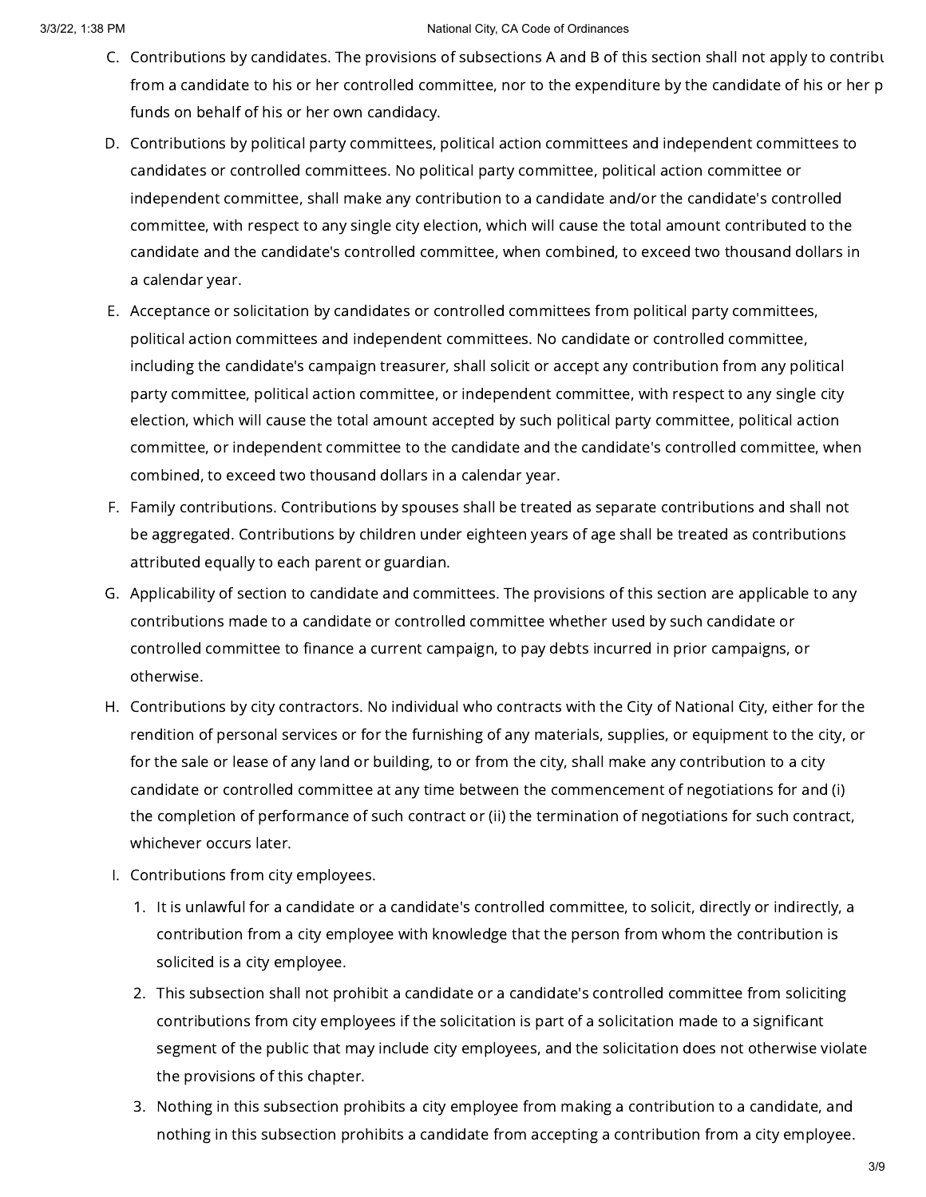C. Contributions by candidates. The provisions of subsections A and B of this section shall not apply to contribu from a candidate to his or her controlled committee, nor to the expenditure by the candidate of his or her p funds on behalf of his or her own candidacy.

D. Contributions by political party committees, political action committees and independent committees to candidates or controlled committees. No political party committee, political action committee or independent committee, shall make any contribution to a candidate and/or the candidate's controlled committee, with respect to any single city election, which will cause the total amount contributed to the candidate and the candidate's controlled committee, when combined, to exceed two thousand dollars in a calendar year.

E. Acceptance or solicitation by candidates or controlled committees from political party committees, political action committees and independent committees. No candidate or controlled committee, including the candidate's campaign treasurer, shall solicit or accept any contribution from any political party committee, political action committee, or independent committee, with respect to any single city election, which will cause the total amount accepted by such political party committee, political action committee, or independent committee to the candidate and the candidate's controlled committee, when combined, to exceed two thousand dollars in a calendar year.

F. Family contributions. Contributions by spouses shall be treated as separate contributions and shall not be aggregated. Contributions by children under eighteen years of age shall be treated as contributions attributed equally to each parent or guardian.

G. Applicability of section to candidate and committees. The provisions of this section are applicable to any contributions made to a candidate or controlled committee whether used by such candidate or controlled committee to finance a current campaign, to pay debts incurred in prior campaigns, or otherwise.

H. Contributions by city contractors. No individual who contracts with the City of National City, either for the rendition of personal services or for the furnishing of any materials, supplies, or equipment to the city, or for the sale or lease of any land or building, to or from the city, shall make any contribution to a city candidate or controlled committee at any time between the commencement of negotiations for and (i) the completion of performance of such contract or (ii) the termination of negotiations for such contract, whichever occurs later.

I. Contributions from city employees.

   1. It is unlawful for a candidate or a candidate's controlled committee, to solicit, directly or indirectly, a contribution from a city employee with knowledge that the person from whom the contribution is solicited is a city employee.
   2. This subsection shall not prohibit a candidate or a candidate's controlled committee from soliciting contributions from city employees if the solicitation is part of a solicitation made to a significant segment of the public that may include city employees, and the solicitation does not otherwise violate the provisions of this chapter.
   3. Nothing in this subsection prohibits a city employee from making a contribution to a candidate, and nothing in this subsection prohibits a candidate from accepting a contribution from a city employee.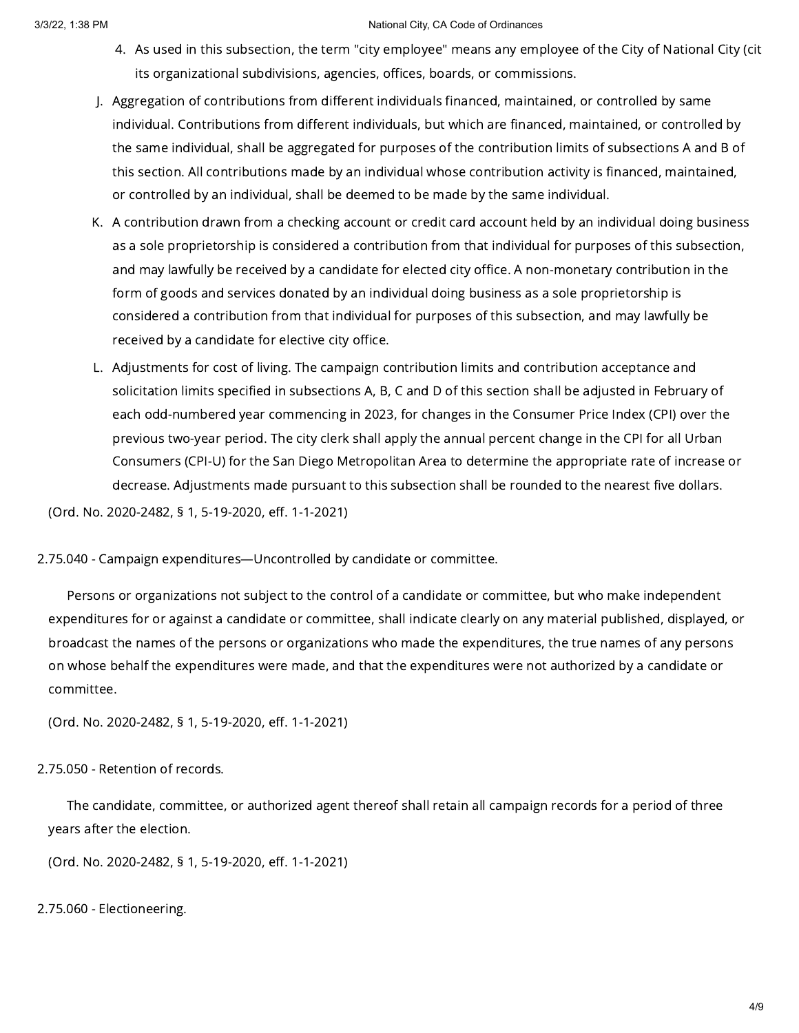4. As used in this subsection, the term "city employee" means any employee of the City of National City (cit its organizational subdivisions, agencies, offices, boards, or commissions.

J. Aggregation of contributions from different individuals financed, maintained, or controlled by same individual. Contributions from different individuals, but which are financed, maintained, or controlled by the same individual, shall be aggregated for purposes of the contribution limits of subsections A and B of this section. All contributions made by an individual whose contribution activity is financed, maintained, or controlled by an individual, shall be deemed to be made by the same individual.

K. A contribution drawn from a checking account or credit card account held by an individual doing business as a sole proprietorship is considered a contribution from that individual for purposes of this subsection, and may lawfully be received by a candidate for elected city office. A non-monetary contribution in the form of goods and services donated by an individual doing business as a sole proprietorship is considered a contribution from that individual for purposes of this subsection, and may lawfully be received by a candidate for elective city office.

L. Adjustments for cost of living. The campaign contribution limits and contribution acceptance and solicitation limits specified in subsections A, B, C and D of this section shall be adjusted in February of each odd-numbered year commencing in 2023, for changes in the Consumer Price Index (CPI) over the previous two-year period. The city clerk shall apply the annual percent change in the CPI for all Urban Consumers (CPI-U) for the San Diego Metropolitan Area to determine the appropriate rate of increase or decrease. Adjustments made pursuant to this subsection shall be rounded to the nearest five dollars.

(Ord. No. 2020-2482, § 1, 5-19-2020, eff. 1-1-2021)

### 2.75.040 - Campaign expenditures—Uncontrolled by candidate or committee.

Persons or organizations not subject to the control of a candidate or committee, but who make independent expenditures for or against a candidate or committee, shall indicate clearly on any material published, displayed, or broadcast the names of the persons or organizations who made the expenditures, the true names of any persons on whose behalf the expenditures were made, and that the expenditures were not authorized by a candidate or committee.

(Ord. No. 2020-2482, § 1, 5-19-2020, eff. 1-1-2021)

### 2.75.050 - Retention of records.

The candidate, committee, or authorized agent thereof shall retain all campaign records for a period of three years after the election.

(Ord. No. 2020-2482, § 1, 5-19-2020, eff. 1-1-2021)

### 2.75.060 - Electioneering.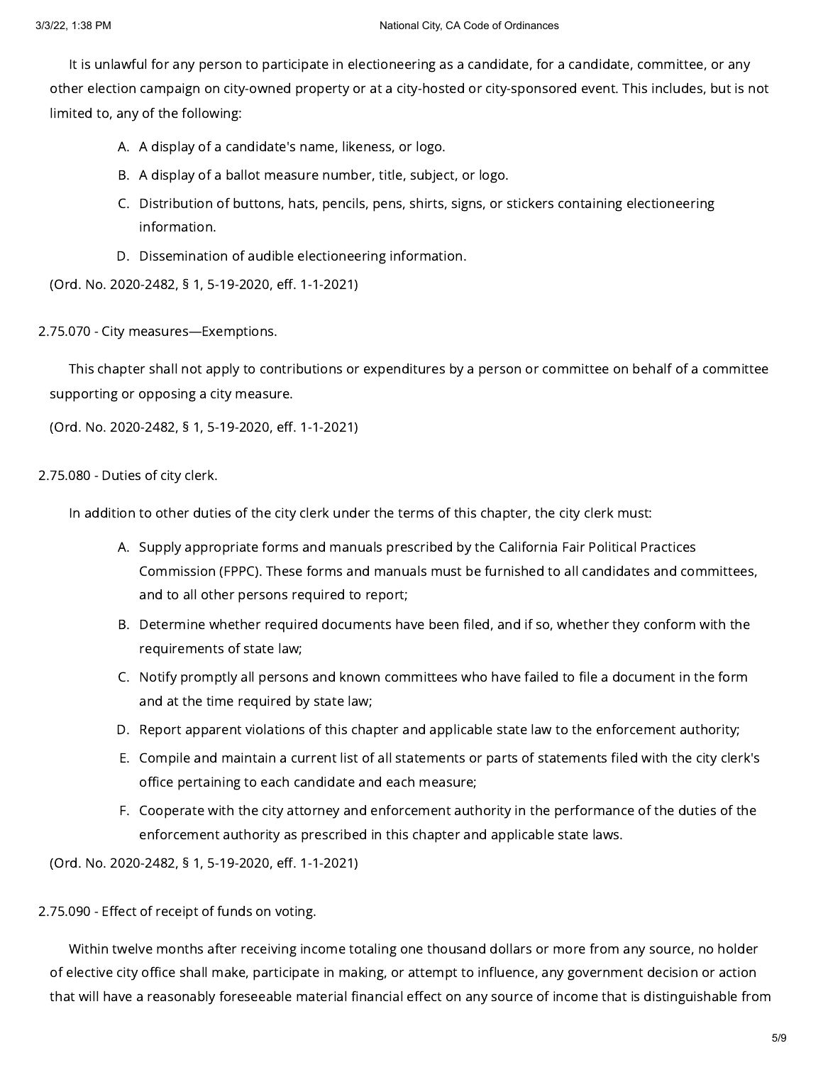It is unlawful for any person to participate in electioneering as a candidate, for a candidate, committee, or any other election campaign on city-owned property or at a city-hosted or city-sponsored event. This includes, but is not limited to, any of the following:

A. A display of a candidate's name, likeness, or logo.

B. A display of a ballot measure number, title, subject, or logo.

C. Distribution of buttons, hats, pencils, pens, shirts, signs, or stickers containing electioneering information.

D. Dissemination of audible electioneering information.

(Ord. No. 2020-2482, § 1, 5-19-2020, eff. 1-1-2021)

### 2.75.070 - City measures—Exemptions.

This chapter shall not apply to contributions or expenditures by a person or committee on behalf of a committee supporting or opposing a city measure.

(Ord. No. 2020-2482, § 1, 5-19-2020, eff. 1-1-2021)

### 2.75.080 - Duties of city clerk.

In addition to other duties of the city clerk under the terms of this chapter, the city clerk must:

A. Supply appropriate forms and manuals prescribed by the California Fair Political Practices Commission (FPPC). These forms and manuals must be furnished to all candidates and committees, and to all other persons required to report;

B. Determine whether required documents have been filed, and if so, whether they conform with the requirements of state law;

C. Notify promptly all persons and known committees who have failed to file a document in the form and at the time required by state law;

D. Report apparent violations of this chapter and applicable state law to the enforcement authority;

E. Compile and maintain a current list of all statements or parts of statements filed with the city clerk's office pertaining to each candidate and each measure;

F. Cooperate with the city attorney and enforcement authority in the performance of the duties of the enforcement authority as prescribed in this chapter and applicable state laws.

(Ord. No. 2020-2482, § 1, 5-19-2020, eff. 1-1-2021)

### 2.75.090 - Effect of receipt of funds on voting.

Within twelve months after receiving income totaling one thousand dollars or more from any source, no holder of elective city office shall make, participate in making, or attempt to influence, any government decision or action that will have a reasonably foreseeable material financial effect on any source of income that is distinguishable from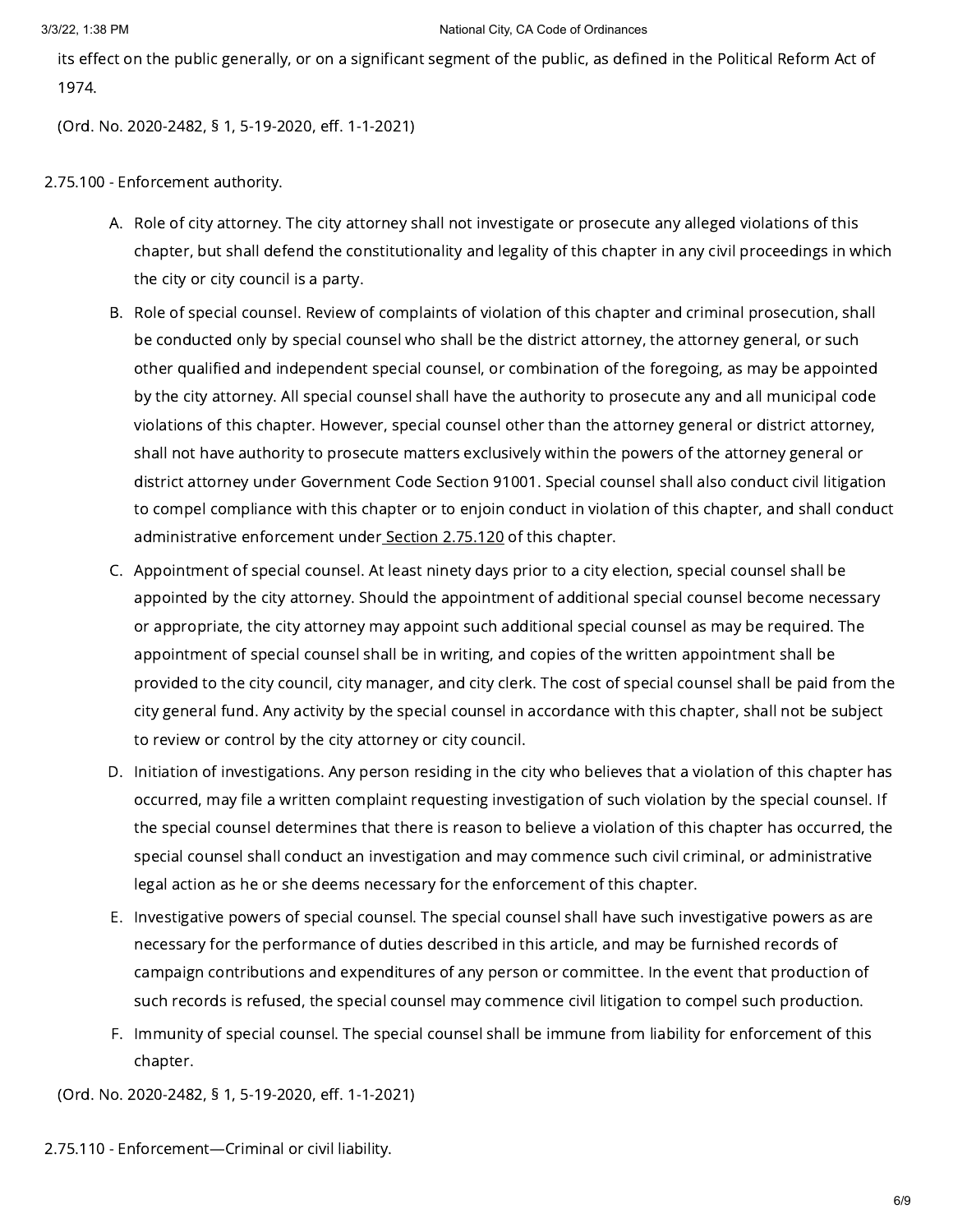its effect on the public generally, or on a significant segment of the public, as defined in the Political Reform Act of 1974.

(Ord. No. 2020-2482, § 1, 5-19-2020, eff. 1-1-2021)

### 2.75.100 - Enforcement authority.

A. Role of city attorney. The city attorney shall not investigate or prosecute any alleged violations of this chapter, but shall defend the constitutionality and legality of this chapter in any civil proceedings in which the city or city council is a party.

B. Role of special counsel. Review of complaints of violation of this chapter and criminal prosecution, shall be conducted only by special counsel who shall be the district attorney, the attorney general, or such other qualified and independent special counsel, or combination of the foregoing, as may be appointed by the city attorney. All special counsel shall have the authority to prosecute any and all municipal code violations of this chapter. However, special counsel other than the attorney general or district attorney, shall not have authority to prosecute matters exclusively within the powers of the attorney general or district attorney under Government Code Section 91001. Special counsel shall also conduct civil litigation to compel compliance with this chapter or to enjoin conduct in violation of this chapter, and shall conduct administrative enforcement under Section 2.75.120 of this chapter.

C. Appointment of special counsel. At least ninety days prior to a city election, special counsel shall be appointed by the city attorney. Should the appointment of additional special counsel become necessary or appropriate, the city attorney may appoint such additional special counsel as may be required. The appointment of special counsel shall be in writing, and copies of the written appointment shall be provided to the city council, city manager, and city clerk. The cost of special counsel shall be paid from the city general fund. Any activity by the special counsel in accordance with this chapter, shall not be subject to review or control by the city attorney or city council.

D. Initiation of investigations. Any person residing in the city who believes that a violation of this chapter has occurred, may file a written complaint requesting investigation of such violation by the special counsel. If the special counsel determines that there is reason to believe a violation of this chapter has occurred, the special counsel shall conduct an investigation and may commence such civil criminal, or administrative legal action as he or she deems necessary for the enforcement of this chapter.

E. Investigative powers of special counsel. The special counsel shall have such investigative powers as are necessary for the performance of duties described in this article, and may be furnished records of campaign contributions and expenditures of any person or committee. In the event that production of such records is refused, the special counsel may commence civil litigation to compel such production.

F. Immunity of special counsel. The special counsel shall be immune from liability for enforcement of this chapter.

(Ord. No. 2020-2482, § 1, 5-19-2020, eff. 1-1-2021)

### 2.75.110 - Enforcement—Criminal or civil liability.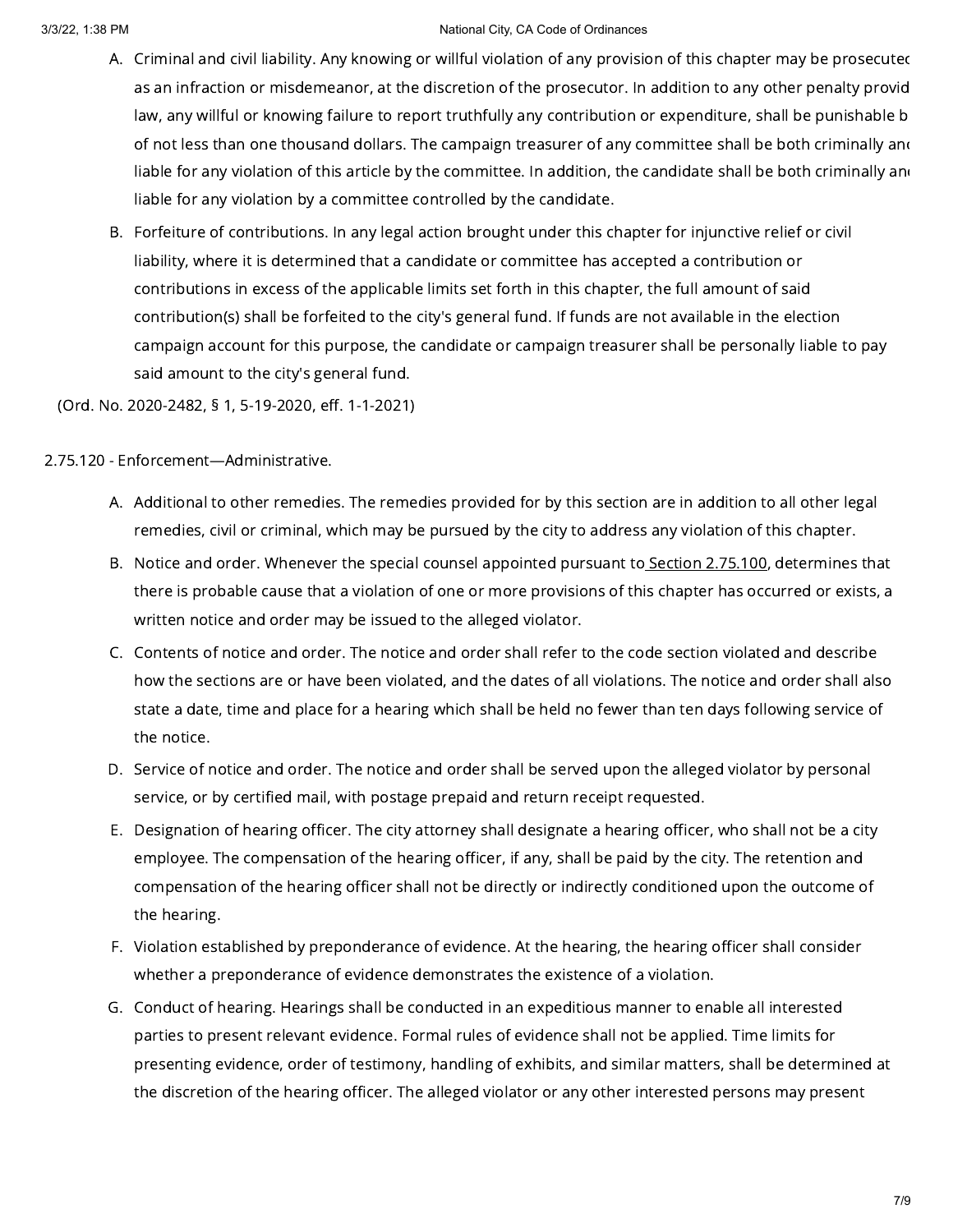A. Criminal and civil liability. Any knowing or willful violation of any provision of this chapter may be prosecutec as an infraction or misdemeanor, at the discretion of the prosecutor. In addition to any other penalty provid law, any willful or knowing failure to report truthfully any contribution or expenditure, shall be punishable b of not less than one thousand dollars. The campaign treasurer of any committee shall be both criminally anc liable for any violation of this article by the committee. In addition, the candidate shall be both criminally an liable for any violation by a committee controlled by the candidate.

B. Forfeiture of contributions. In any legal action brought under this chapter for injunctive relief or civil liability, where it is determined that a candidate or committee has accepted a contribution or contributions in excess of the applicable limits set forth in this chapter, the full amount of said contribution(s) shall be forfeited to the city's general fund. If funds are not available in the election campaign account for this purpose, the candidate or campaign treasurer shall be personally liable to pay said amount to the city's general fund.

(Ord. No. 2020-2482, § 1, 5-19-2020, eff. 1-1-2021)

2.75.120 - Enforcement—Administrative.

A. Additional to other remedies. The remedies provided for by this section are in addition to all other legal remedies, civil or criminal, which may be pursued by the city to address any violation of this chapter.

B. Notice and order. Whenever the special counsel appointed pursuant to Section 2.75.100, determines that there is probable cause that a violation of one or more provisions of this chapter has occurred or exists, a written notice and order may be issued to the alleged violator.

C. Contents of notice and order. The notice and order shall refer to the code section violated and describe how the sections are or have been violated, and the dates of all violations. The notice and order shall also state a date, time and place for a hearing which shall be held no fewer than ten days following service of the notice.

D. Service of notice and order. The notice and order shall be served upon the alleged violator by personal service, or by certified mail, with postage prepaid and return receipt requested.

E. Designation of hearing officer. The city attorney shall designate a hearing officer, who shall not be a city employee. The compensation of the hearing officer, if any, shall be paid by the city. The retention and compensation of the hearing officer shall not be directly or indirectly conditioned upon the outcome of the hearing.

F. Violation established by preponderance of evidence. At the hearing, the hearing officer shall consider whether a preponderance of evidence demonstrates the existence of a violation.

G. Conduct of hearing. Hearings shall be conducted in an expeditious manner to enable all interested parties to present relevant evidence. Formal rules of evidence shall not be applied. Time limits for presenting evidence, order of testimony, handling of exhibits, and similar matters, shall be determined at the discretion of the hearing officer. The alleged violator or any other interested persons may present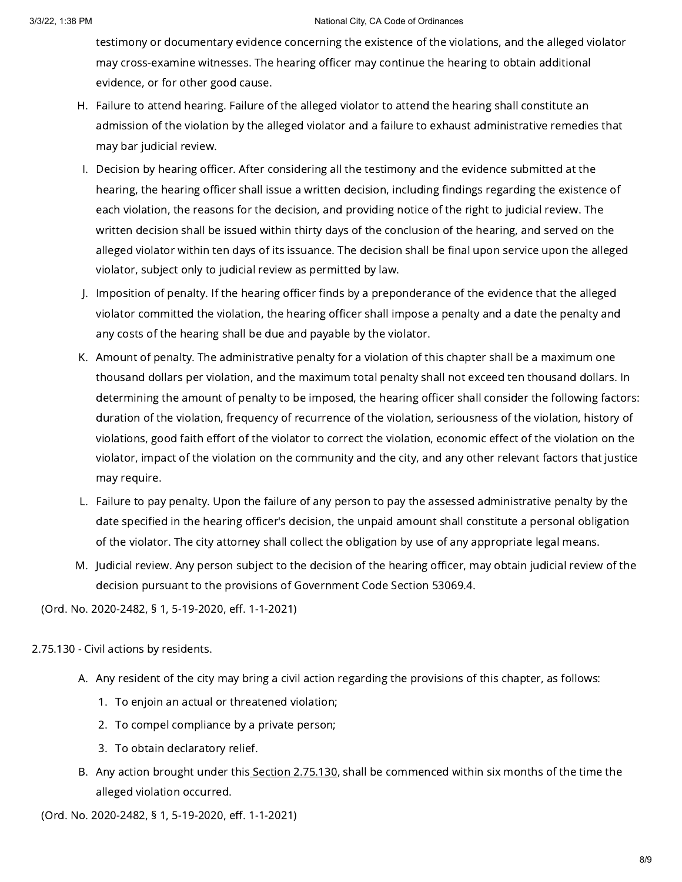testimony or documentary evidence concerning the existence of the violations, and the alleged violator may cross-examine witnesses. The hearing officer may continue the hearing to obtain additional evidence, or for other good cause.

H. Failure to attend hearing. Failure of the alleged violator to attend the hearing shall constitute an admission of the violation by the alleged violator and a failure to exhaust administrative remedies that may bar judicial review.

I. Decision by hearing officer. After considering all the testimony and the evidence submitted at the hearing, the hearing officer shall issue a written decision, including findings regarding the existence of each violation, the reasons for the decision, and providing notice of the right to judicial review. The written decision shall be issued within thirty days of the conclusion of the hearing, and served on the alleged violator within ten days of its issuance. The decision shall be final upon service upon the alleged violator, subject only to judicial review as permitted by law.

J. Imposition of penalty. If the hearing officer finds by a preponderance of the evidence that the alleged violator committed the violation, the hearing officer shall impose a penalty and a date the penalty and any costs of the hearing shall be due and payable by the violator.

K. Amount of penalty. The administrative penalty for a violation of this chapter shall be a maximum one thousand dollars per violation, and the maximum total penalty shall not exceed ten thousand dollars. In determining the amount of penalty to be imposed, the hearing officer shall consider the following factors: duration of the violation, frequency of recurrence of the violation, seriousness of the violation, history of violations, good faith effort of the violator to correct the violation, economic effect of the violation on the violator, impact of the violation on the community and the city, and any other relevant factors that justice may require.

L. Failure to pay penalty. Upon the failure of any person to pay the assessed administrative penalty by the date specified in the hearing officer's decision, the unpaid amount shall constitute a personal obligation of the violator. The city attorney shall collect the obligation by use of any appropriate legal means.

M. Judicial review. Any person subject to the decision of the hearing officer, may obtain judicial review of the decision pursuant to the provisions of Government Code Section 53069.4.

(Ord. No. 2020-2482, § 1, 5-19-2020, eff. 1-1-2021)

2.75.130 - Civil actions by residents.

A. Any resident of the city may bring a civil action regarding the provisions of this chapter, as follows:

   1. To enjoin an actual or threatened violation;
   2. To compel compliance by a private person;
   3. To obtain declaratory relief.

B. Any action brought under this Section 2.75.130, shall be commenced within six months of the time the alleged violation occurred.

(Ord. No. 2020-2482, § 1, 5-19-2020, eff. 1-1-2021)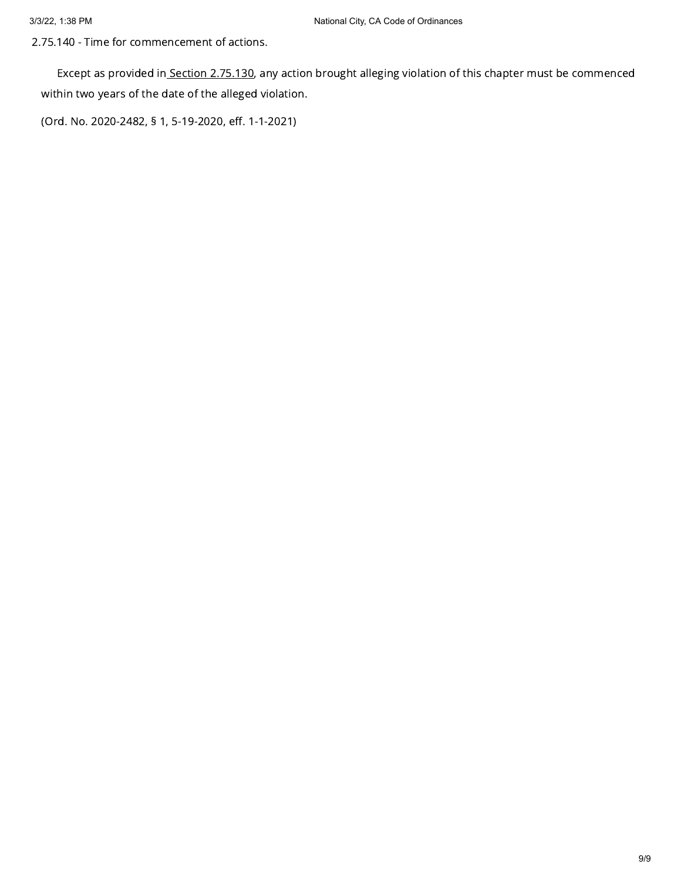## 2.75.140 - Time for commencement of actions.

Except as provided in Section 2.75.130, any action brought alleging violation of this chapter must be commenced within two years of the date of the alleged violation.

(Ord. No. 2020-2482, § 1, 5-19-2020, eff. 1-1-2021)